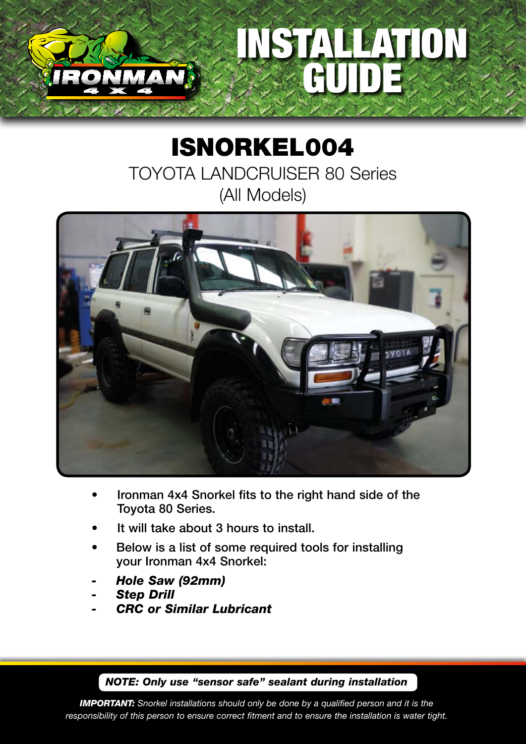# INSTALLATION GUIDE

## ISNORKEL004

TOYOTA LANDCRUISER 80 Series
(All Models)

- **Ironman 4x4 Snorkel fits to the right hand side of the Toyota 80 Series.**
- **It will take about 3 hours to install.**
- **Below is a list of some required tools for installing your Ironman 4x4 Snorkel:**

- ***Hole Saw (92mm)***
- ***Step Drill***
- ***CRC or Similar Lubricant***

***NOTE: Only use "sensor safe" sealant during installation***

***IMPORTANT:*** *Snorkel installations should only be done by a qualified person and it is the responsibility of this person to ensure correct fitment and to ensure the installation is water tight.*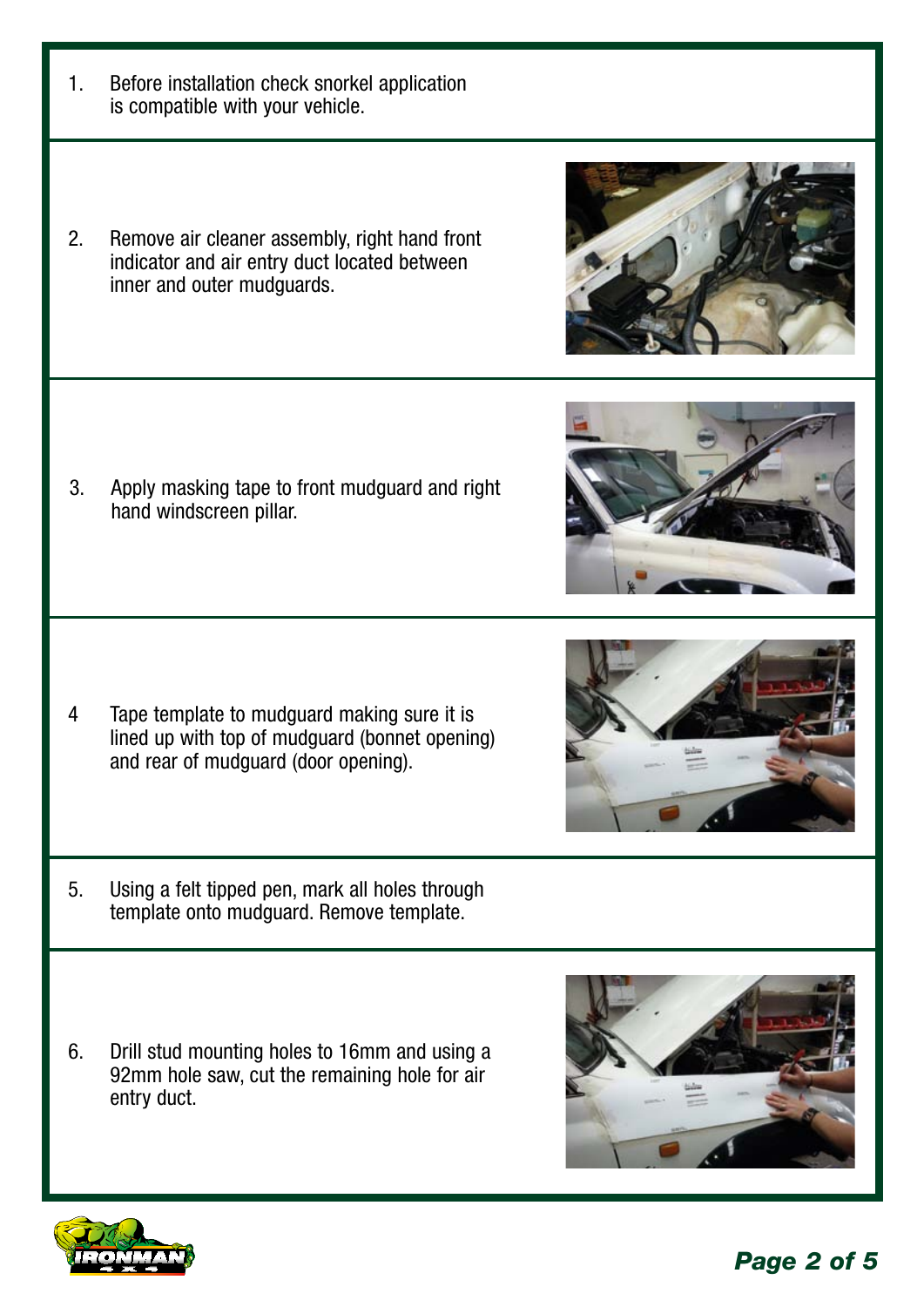1. Before installation check snorkel application is compatible with your vehicle.

2. Remove air cleaner assembly, right hand front indicator and air entry duct located between inner and outer mudguards.

3. Apply masking tape to front mudguard and right hand windscreen pillar.

4. Tape template to mudguard making sure it is lined up with top of mudguard (bonnet opening) and rear of mudguard (door opening).

5. Using a felt tipped pen, mark all holes through template onto mudguard. Remove template.

6. Drill stud mounting holes to 16mm and using a 92mm hole saw, cut the remaining hole for air entry duct.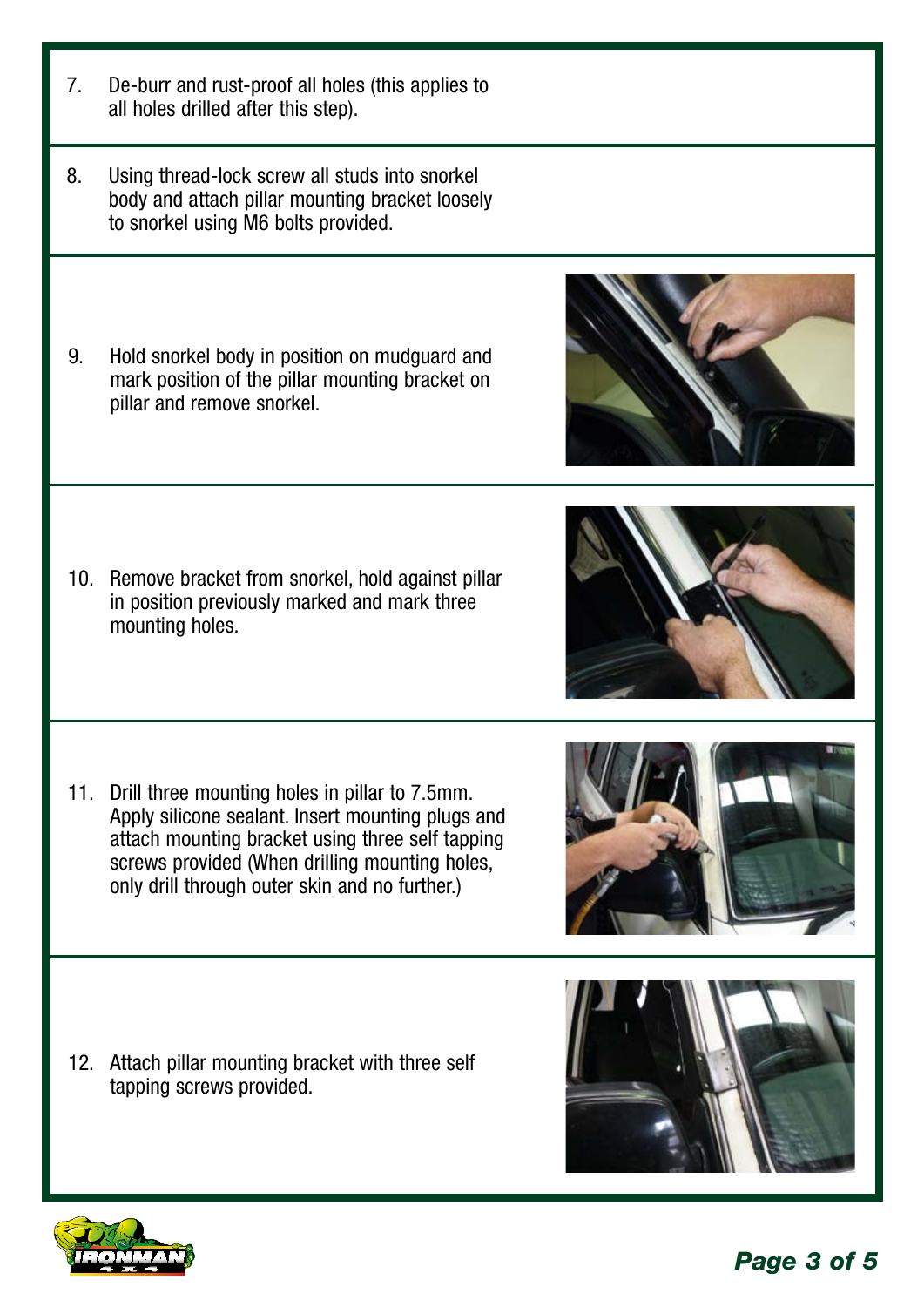7. De-burr and rust-proof all holes (this applies to all holes drilled after this step).

8. Using thread-lock screw all studs into snorkel body and attach pillar mounting bracket loosely to snorkel using M6 bolts provided.

9. Hold snorkel body in position on mudguard and mark position of the pillar mounting bracket on pillar and remove snorkel.

10. Remove bracket from snorkel, hold against pillar in position previously marked and mark three mounting holes.

11. Drill three mounting holes in pillar to 7.5mm. Apply silicone sealant. Insert mounting plugs and attach mounting bracket using three self tapping screws provided (When drilling mounting holes, only drill through outer skin and no further.)

12. Attach pillar mounting bracket with three self tapping screws provided.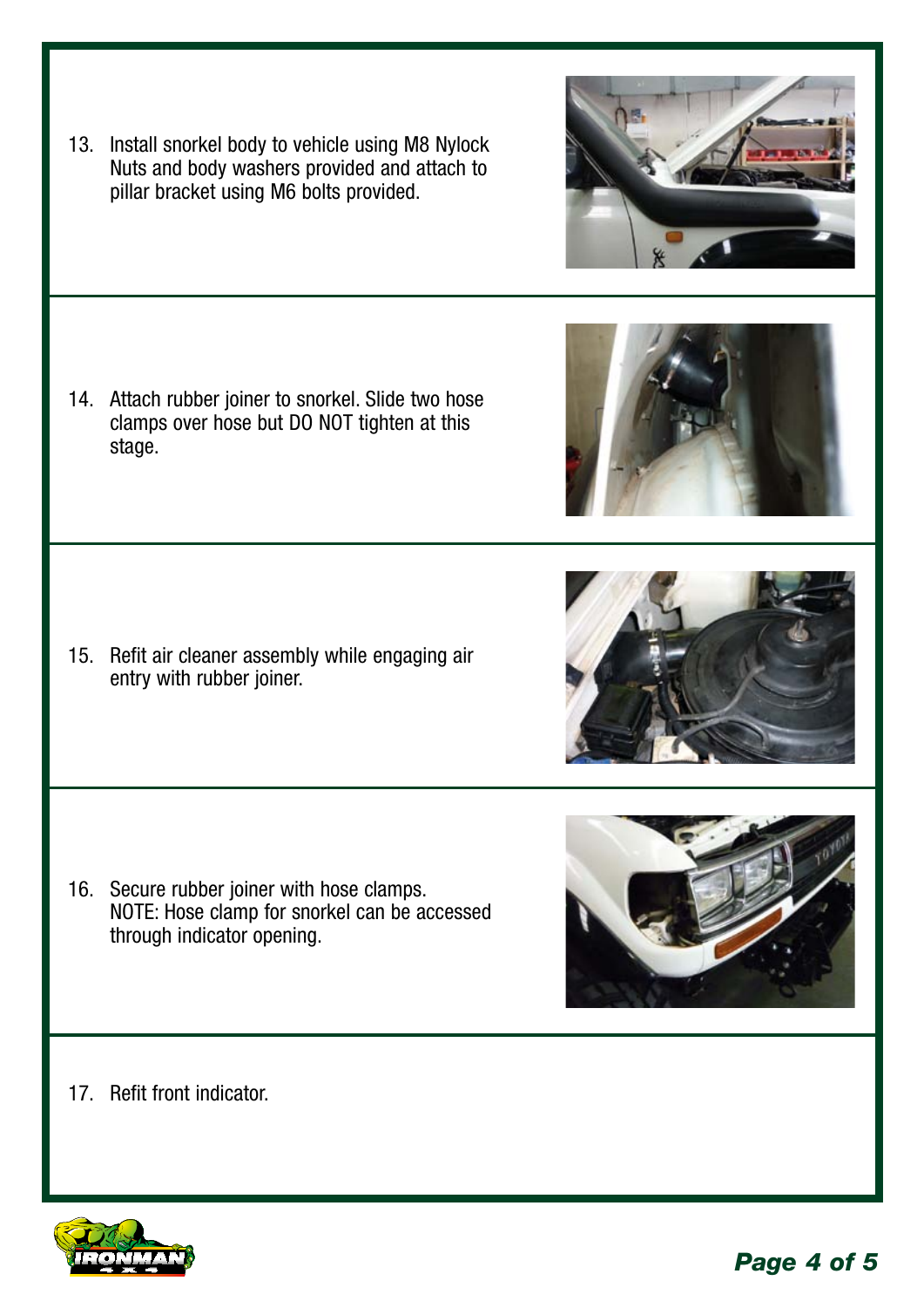13. Install snorkel body to vehicle using M8 Nylock Nuts and body washers provided and attach to pillar bracket using M6 bolts provided.

14. Attach rubber joiner to snorkel. Slide two hose clamps over hose but DO NOT tighten at this stage.

15. Refit air cleaner assembly while engaging air entry with rubber joiner.

16. Secure rubber joiner with hose clamps.
    NOTE: Hose clamp for snorkel can be accessed through indicator opening.

17. Refit front indicator.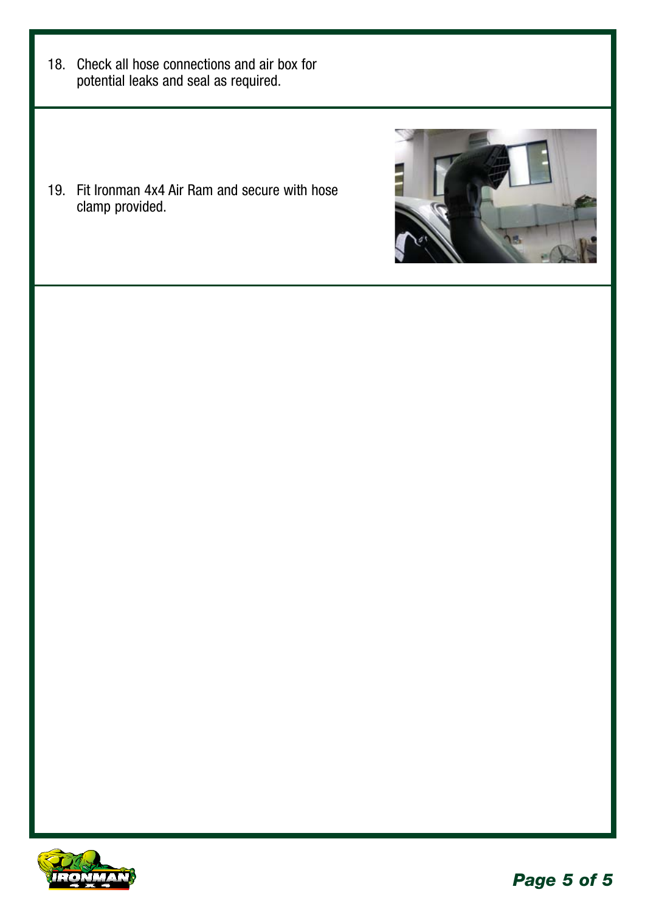18. Check all hose connections and air box for potential leaks and seal as required.

19. Fit Ironman 4x4 Air Ram and secure with hose clamp provided.